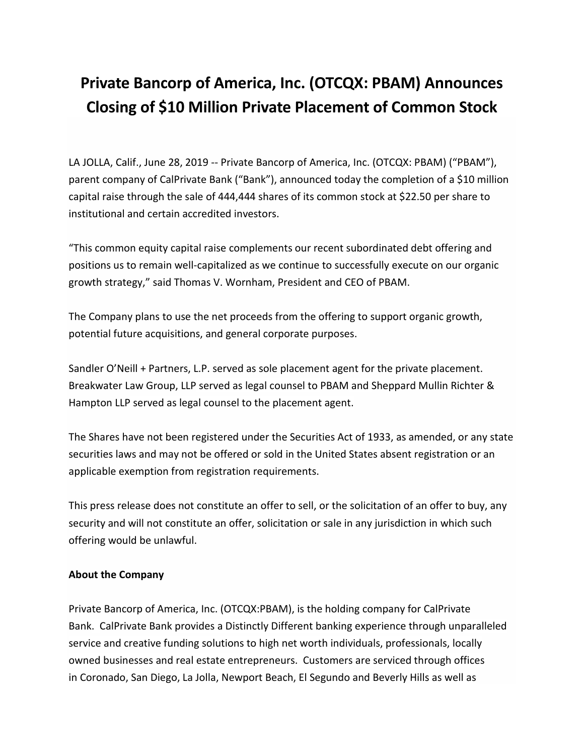# Private Bancorp of America, Inc. (OTCQX: PBAM) Announces Closing of $10 Million Private Placement of Common Stock

LA JOLLA, Calif., June 28, 2019 -- Private Bancorp of America, Inc. (OTCQX: PBAM) ("PBAM"), parent company of CalPrivate Bank ("Bank"), announced today the completion of a $10 million capital raise through the sale of 444,444 shares of its common stock at $22.50 per share to institutional and certain accredited investors.

"This common equity capital raise complements our recent subordinated debt offering and positions us to remain well-capitalized as we continue to successfully execute on our organic growth strategy," said Thomas V. Wornham, President and CEO of PBAM.

The Company plans to use the net proceeds from the offering to support organic growth, potential future acquisitions, and general corporate purposes.

Sandler O'Neill + Partners, L.P. served as sole placement agent for the private placement. Breakwater Law Group, LLP served as legal counsel to PBAM and Sheppard Mullin Richter & Hampton LLP served as legal counsel to the placement agent.

The Shares have not been registered under the Securities Act of 1933, as amended, or any state securities laws and may not be offered or sold in the United States absent registration or an applicable exemption from registration requirements.

This press release does not constitute an offer to sell, or the solicitation of an offer to buy, any security and will not constitute an offer, solicitation or sale in any jurisdiction in which such offering would be unlawful.

**About the Company**

Private Bancorp of America, Inc. (OTCQX:PBAM), is the holding company for CalPrivate Bank. CalPrivate Bank provides a Distinctly Different banking experience through unparalleled service and creative funding solutions to high net worth individuals, professionals, locally owned businesses and real estate entrepreneurs. Customers are serviced through offices in Coronado, San Diego, La Jolla, Newport Beach, El Segundo and Beverly Hills as well as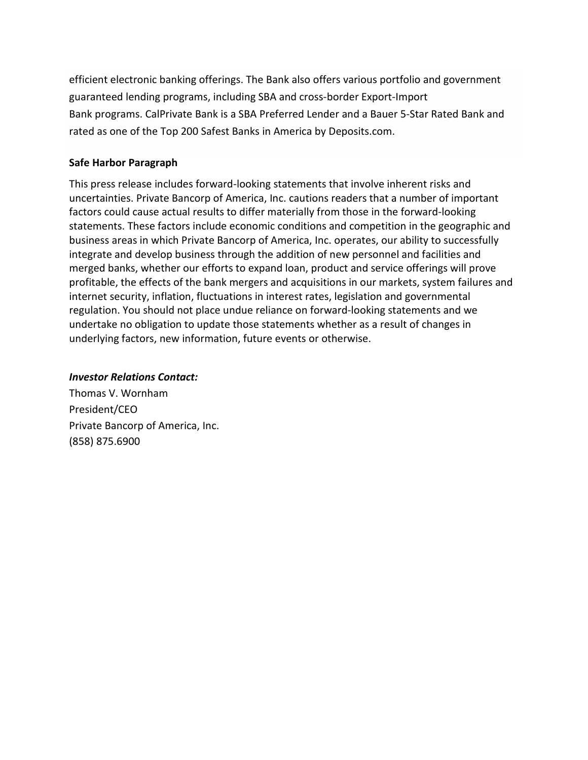efficient electronic banking offerings. The Bank also offers various portfolio and government guaranteed lending programs, including SBA and cross-border Export-Import Bank programs. CalPrivate Bank is a SBA Preferred Lender and a Bauer 5-Star Rated Bank and rated as one of the Top 200 Safest Banks in America by Deposits.com.

**Safe Harbor Paragraph**

This press release includes forward-looking statements that involve inherent risks and uncertainties. Private Bancorp of America, Inc. cautions readers that a number of important factors could cause actual results to differ materially from those in the forward-looking statements. These factors include economic conditions and competition in the geographic and business areas in which Private Bancorp of America, Inc. operates, our ability to successfully integrate and develop business through the addition of new personnel and facilities and merged banks, whether our efforts to expand loan, product and service offerings will prove profitable, the effects of the bank mergers and acquisitions in our markets, system failures and internet security, inflation, fluctuations in interest rates, legislation and governmental regulation. You should not place undue reliance on forward-looking statements and we undertake no obligation to update those statements whether as a result of changes in underlying factors, new information, future events or otherwise.

***Investor Relations Contact:***

Thomas V. Wornham
President/CEO
Private Bancorp of America, Inc.
(858) 875.6900